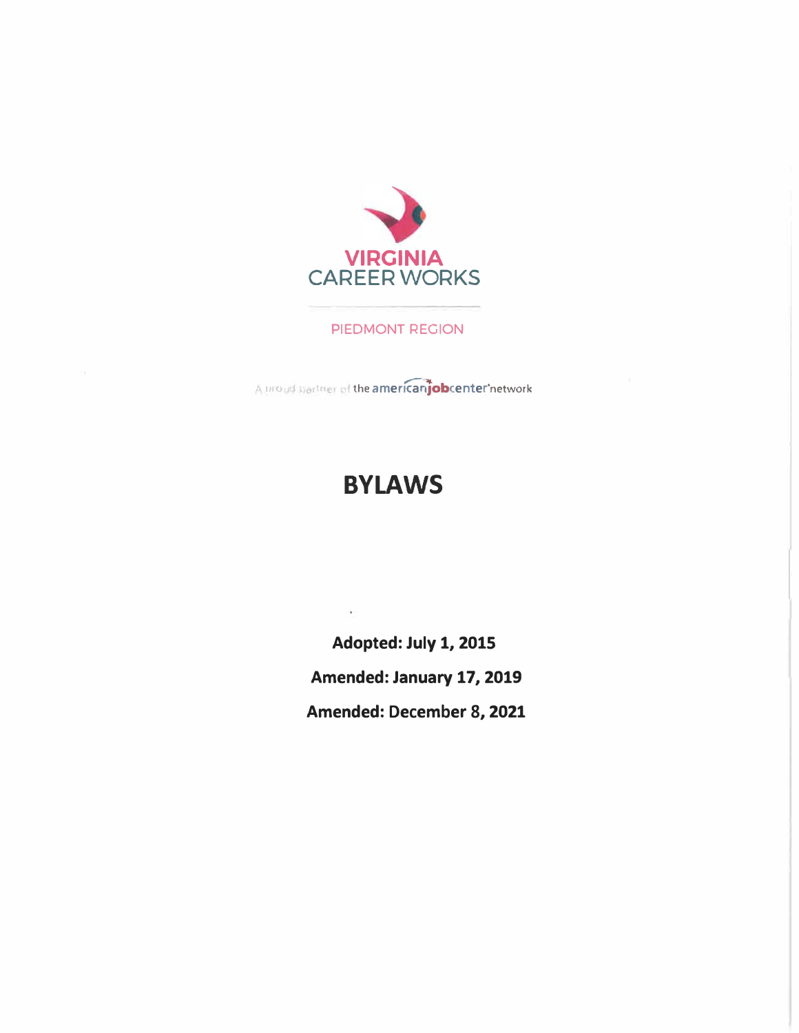VIRGINIA
CAREER WORKS

PIEDMONT REGION

A proud partner of the americanjobcenter network

# BYLAWS

**Adopted: July 1, 2015**

**Amended: January 17, 2019**

**Amended: December 8, 2021**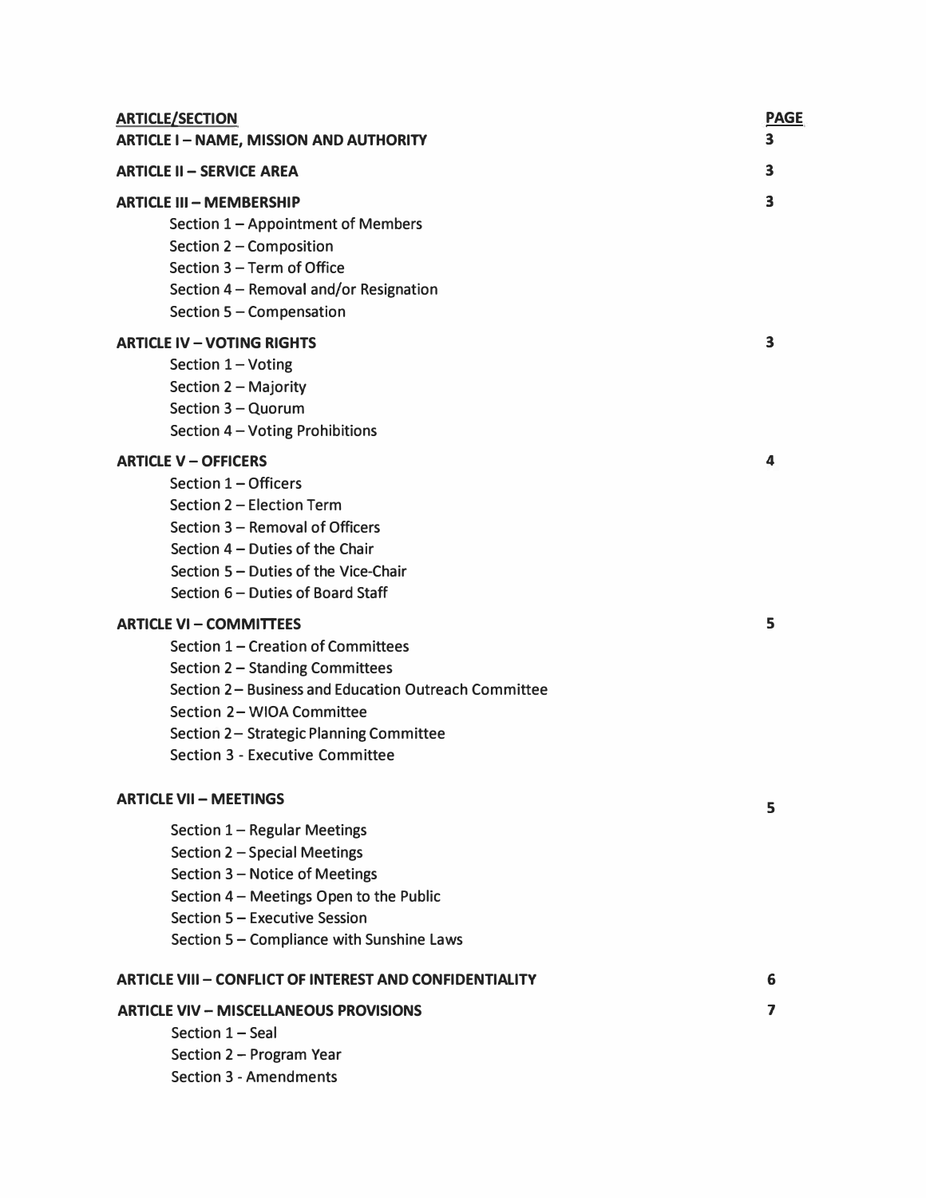| ARTICLE/SECTION | PAGE |
| --- | --- |
| **ARTICLE I – NAME, MISSION AND AUTHORITY** | **3** |
| **ARTICLE II – SERVICE AREA** | **3** |
| **ARTICLE III – MEMBERSHIP** | **3** |
| Section 1 – Appointment of Members | |
| Section 2 – Composition | |
| Section 3 – Term of Office | |
| Section 4 – Removal and/or Resignation | |
| Section 5 – Compensation | |
| **ARTICLE IV – VOTING RIGHTS** | **3** |
| Section 1 – Voting | |
| Section 2 – Majority | |
| Section 3 – Quorum | |
| Section 4 – Voting Prohibitions | |
| **ARTICLE V – OFFICERS** | **4** |
| Section 1 – Officers | |
| Section 2 – Election Term | |
| Section 3 – Removal of Officers | |
| Section 4 – Duties of the Chair | |
| Section 5 – Duties of the Vice-Chair | |
| Section 6 – Duties of Board Staff | |
| **ARTICLE VI – COMMITTEES** | **5** |
| Section 1 – Creation of Committees | |
| Section 2 – Standing Committees | |
| Section 2 – Business and Education Outreach Committee | |
| Section 2 – WIOA Committee | |
| Section 2 – Strategic Planning Committee | |
| Section 3 - Executive Committee | |
| **ARTICLE VII – MEETINGS** | **5** |
| Section 1 – Regular Meetings | |
| Section 2 – Special Meetings | |
| Section 3 – Notice of Meetings | |
| Section 4 – Meetings Open to the Public | |
| Section 5 – Executive Session | |
| Section 5 – Compliance with Sunshine Laws | |
| **ARTICLE VIII – CONFLICT OF INTEREST AND CONFIDENTIALITY** | **6** |
| **ARTICLE VIV – MISCELLANEOUS PROVISIONS** | **7** |
| Section 1 – Seal | |
| Section 2 – Program Year | |
| Section 3 - Amendments | |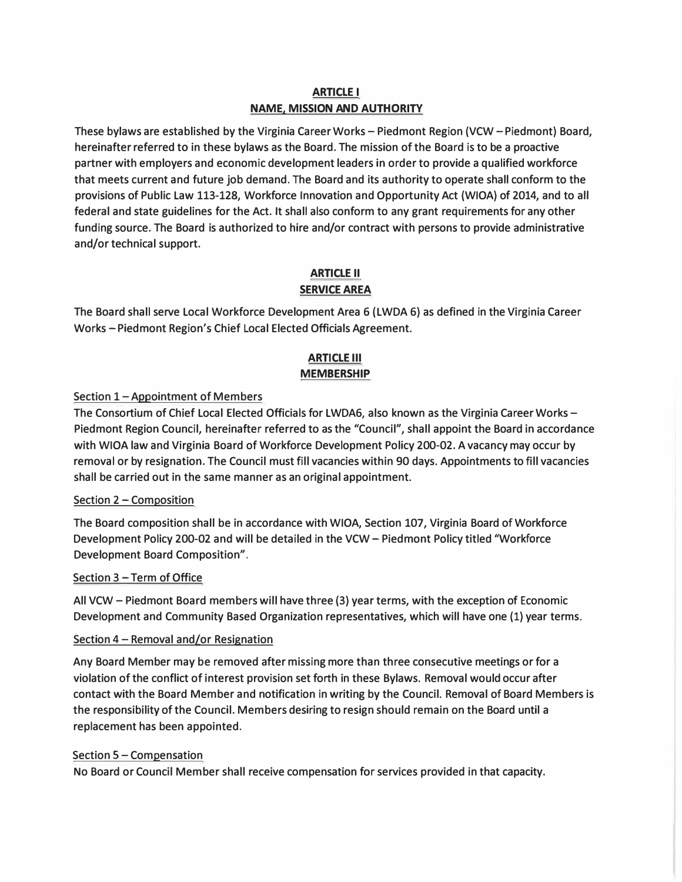## ARTICLE I
## NAME, MISSION AND AUTHORITY

These bylaws are established by the Virginia Career Works – Piedmont Region (VCW – Piedmont) Board, hereinafter referred to in these bylaws as the Board. The mission of the Board is to be a proactive partner with employers and economic development leaders in order to provide a qualified workforce that meets current and future job demand. The Board and its authority to operate shall conform to the provisions of Public Law 113-128, Workforce Innovation and Opportunity Act (WIOA) of 2014, and to all federal and state guidelines for the Act. It shall also conform to any grant requirements for any other funding source. The Board is authorized to hire and/or contract with persons to provide administrative and/or technical support.

## ARTICLE II
## SERVICE AREA

The Board shall serve Local Workforce Development Area 6 (LWDA 6) as defined in the Virginia Career Works – Piedmont Region's Chief Local Elected Officials Agreement.

## ARTICLE III
## MEMBERSHIP

### Section 1 – Appointment of Members

The Consortium of Chief Local Elected Officials for LWDA6, also known as the Virginia Career Works – Piedmont Region Council, hereinafter referred to as the "Council", shall appoint the Board in accordance with WIOA law and Virginia Board of Workforce Development Policy 200-02. A vacancy may occur by removal or by resignation. The Council must fill vacancies within 90 days. Appointments to fill vacancies shall be carried out in the same manner as an original appointment.

### Section 2 – Composition

The Board composition shall be in accordance with WIOA, Section 107, Virginia Board of Workforce Development Policy 200-02 and will be detailed in the VCW – Piedmont Policy titled "Workforce Development Board Composition".

### Section 3 – Term of Office

All VCW – Piedmont Board members will have three (3) year terms, with the exception of Economic Development and Community Based Organization representatives, which will have one (1) year terms.

### Section 4 – Removal and/or Resignation

Any Board Member may be removed after missing more than three consecutive meetings or for a violation of the conflict of interest provision set forth in these Bylaws. Removal would occur after contact with the Board Member and notification in writing by the Council. Removal of Board Members is the responsibility of the Council. Members desiring to resign should remain on the Board until a replacement has been appointed.

### Section 5 – Compensation

No Board or Council Member shall receive compensation for services provided in that capacity.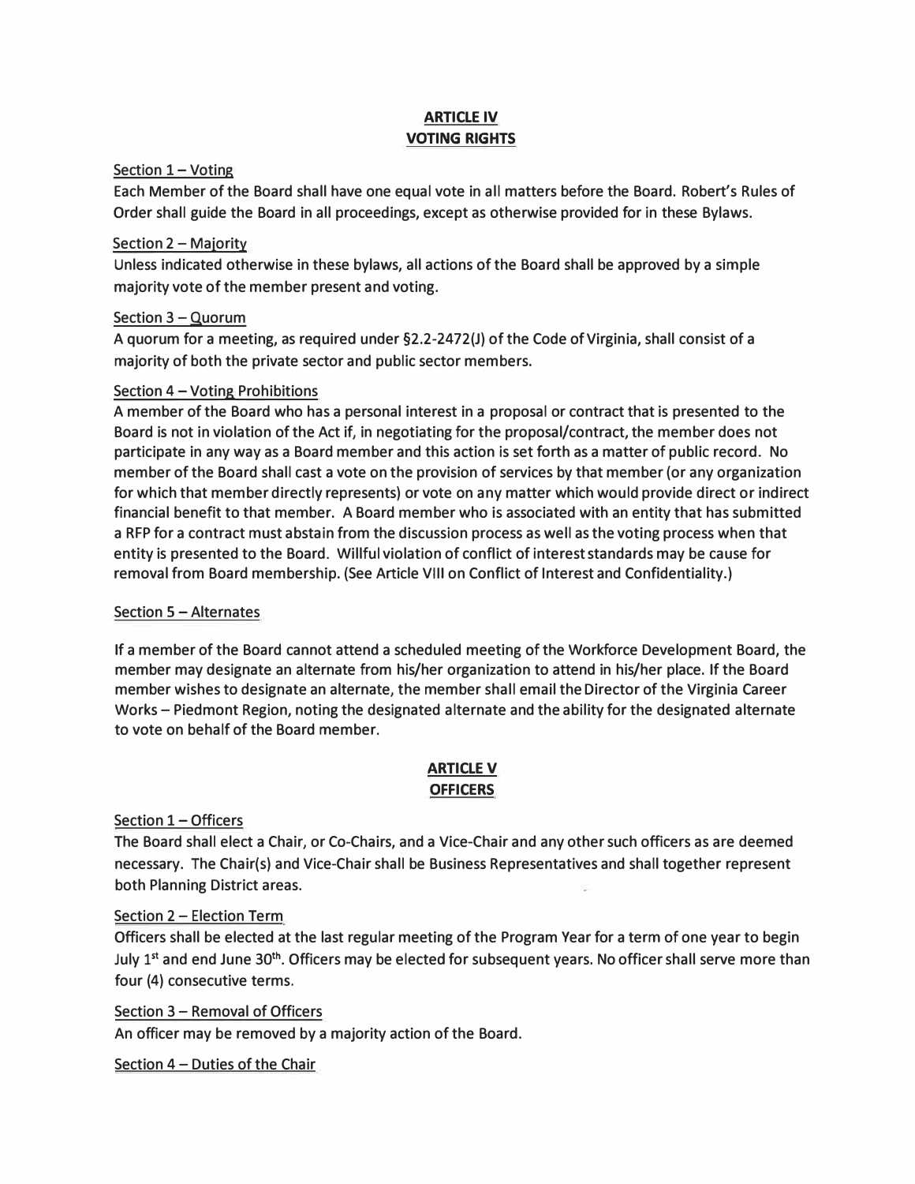## ARTICLE IV
## VOTING RIGHTS

Section 1 – Voting

Each Member of the Board shall have one equal vote in all matters before the Board. Robert's Rules of Order shall guide the Board in all proceedings, except as otherwise provided for in these Bylaws.

Section 2 – Majority

Unless indicated otherwise in these bylaws, all actions of the Board shall be approved by a simple majority vote of the member present and voting.

Section 3 – Quorum

A quorum for a meeting, as required under §2.2-2472(J) of the Code of Virginia, shall consist of a majority of both the private sector and public sector members.

Section 4 – Voting Prohibitions

A member of the Board who has a personal interest in a proposal or contract that is presented to the Board is not in violation of the Act if, in negotiating for the proposal/contract, the member does not participate in any way as a Board member and this action is set forth as a matter of public record. No member of the Board shall cast a vote on the provision of services by that member (or any organization for which that member directly represents) or vote on any matter which would provide direct or indirect financial benefit to that member. A Board member who is associated with an entity that has submitted a RFP for a contract must abstain from the discussion process as well as the voting process when that entity is presented to the Board. Willful violation of conflict of interest standards may be cause for removal from Board membership. (See Article VIII on Conflict of Interest and Confidentiality.)

Section 5 – Alternates

If a member of the Board cannot attend a scheduled meeting of the Workforce Development Board, the member may designate an alternate from his/her organization to attend in his/her place. If the Board member wishes to designate an alternate, the member shall email the Director of the Virginia Career Works – Piedmont Region, noting the designated alternate and the ability for the designated alternate to vote on behalf of the Board member.

## ARTICLE V
## OFFICERS

Section 1 – Officers

The Board shall elect a Chair, or Co-Chairs, and a Vice-Chair and any other such officers as are deemed necessary. The Chair(s) and Vice-Chair shall be Business Representatives and shall together represent both Planning District areas.

Section 2 – Election Term

Officers shall be elected at the last regular meeting of the Program Year for a term of one year to begin July 1st and end June 30th. Officers may be elected for subsequent years. No officer shall serve more than four (4) consecutive terms.

Section 3 – Removal of Officers

An officer may be removed by a majority action of the Board.

Section 4 – Duties of the Chair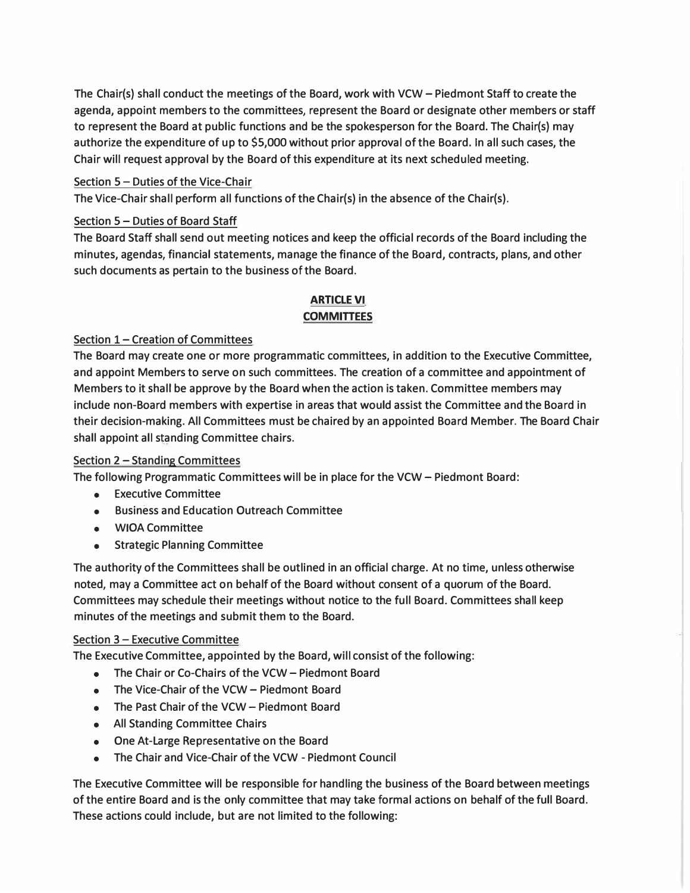The Chair(s) shall conduct the meetings of the Board, work with VCW – Piedmont Staff to create the agenda, appoint members to the committees, represent the Board or designate other members or staff to represent the Board at public functions and be the spokesperson for the Board. The Chair(s) may authorize the expenditure of up to $5,000 without prior approval of the Board. In all such cases, the Chair will request approval by the Board of this expenditure at its next scheduled meeting.

Section 5 – Duties of the Vice-Chair

The Vice-Chair shall perform all functions of the Chair(s) in the absence of the Chair(s).

Section 5 – Duties of Board Staff

The Board Staff shall send out meeting notices and keep the official records of the Board including the minutes, agendas, financial statements, manage the finance of the Board, contracts, plans, and other such documents as pertain to the business of the Board.

## ARTICLE VI
## COMMITTEES

Section 1 – Creation of Committees

The Board may create one or more programmatic committees, in addition to the Executive Committee, and appoint Members to serve on such committees. The creation of a committee and appointment of Members to it shall be approve by the Board when the action is taken. Committee members may include non-Board members with expertise in areas that would assist the Committee and the Board in their decision-making. All Committees must be chaired by an appointed Board Member. The Board Chair shall appoint all standing Committee chairs.

Section 2 – Standing Committees

The following Programmatic Committees will be in place for the VCW – Piedmont Board:

- Executive Committee
- Business and Education Outreach Committee
- WIOA Committee
- Strategic Planning Committee

The authority of the Committees shall be outlined in an official charge. At no time, unless otherwise noted, may a Committee act on behalf of the Board without consent of a quorum of the Board. Committees may schedule their meetings without notice to the full Board. Committees shall keep minutes of the meetings and submit them to the Board.

Section 3 – Executive Committee

The Executive Committee, appointed by the Board, will consist of the following:

- The Chair or Co-Chairs of the VCW – Piedmont Board
- The Vice-Chair of the VCW – Piedmont Board
- The Past Chair of the VCW – Piedmont Board
- All Standing Committee Chairs
- One At-Large Representative on the Board
- The Chair and Vice-Chair of the VCW - Piedmont Council

The Executive Committee will be responsible for handling the business of the Board between meetings of the entire Board and is the only committee that may take formal actions on behalf of the full Board. These actions could include, but are not limited to the following: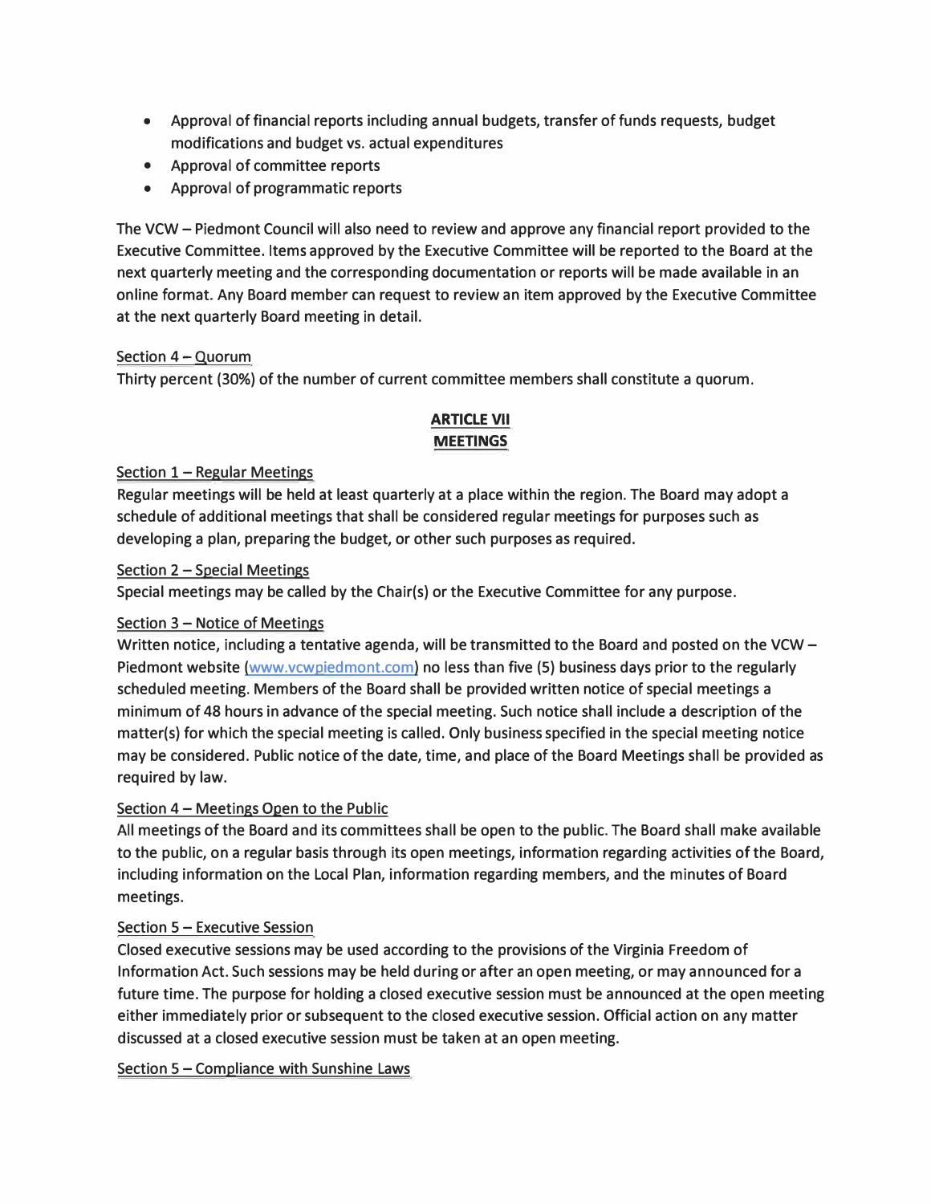- Approval of financial reports including annual budgets, transfer of funds requests, budget modifications and budget vs. actual expenditures
- Approval of committee reports
- Approval of programmatic reports

The VCW – Piedmont Council will also need to review and approve any financial report provided to the Executive Committee. Items approved by the Executive Committee will be reported to the Board at the next quarterly meeting and the corresponding documentation or reports will be made available in an online format. Any Board member can request to review an item approved by the Executive Committee at the next quarterly Board meeting in detail.

Section 4 – Quorum

Thirty percent (30%) of the number of current committee members shall constitute a quorum.

## ARTICLE VII
## MEETINGS

Section 1 – Regular Meetings

Regular meetings will be held at least quarterly at a place within the region. The Board may adopt a schedule of additional meetings that shall be considered regular meetings for purposes such as developing a plan, preparing the budget, or other such purposes as required.

Section 2 – Special Meetings

Special meetings may be called by the Chair(s) or the Executive Committee for any purpose.

Section 3 – Notice of Meetings

Written notice, including a tentative agenda, will be transmitted to the Board and posted on the VCW – Piedmont website (www.vcwpiedmont.com) no less than five (5) business days prior to the regularly scheduled meeting. Members of the Board shall be provided written notice of special meetings a minimum of 48 hours in advance of the special meeting. Such notice shall include a description of the matter(s) for which the special meeting is called. Only business specified in the special meeting notice may be considered. Public notice of the date, time, and place of the Board Meetings shall be provided as required by law.

Section 4 – Meetings Open to the Public

All meetings of the Board and its committees shall be open to the public. The Board shall make available to the public, on a regular basis through its open meetings, information regarding activities of the Board, including information on the Local Plan, information regarding members, and the minutes of Board meetings.

Section 5 – Executive Session

Closed executive sessions may be used according to the provisions of the Virginia Freedom of Information Act. Such sessions may be held during or after an open meeting, or may announced for a future time. The purpose for holding a closed executive session must be announced at the open meeting either immediately prior or subsequent to the closed executive session. Official action on any matter discussed at a closed executive session must be taken at an open meeting.

Section 5 – Compliance with Sunshine Laws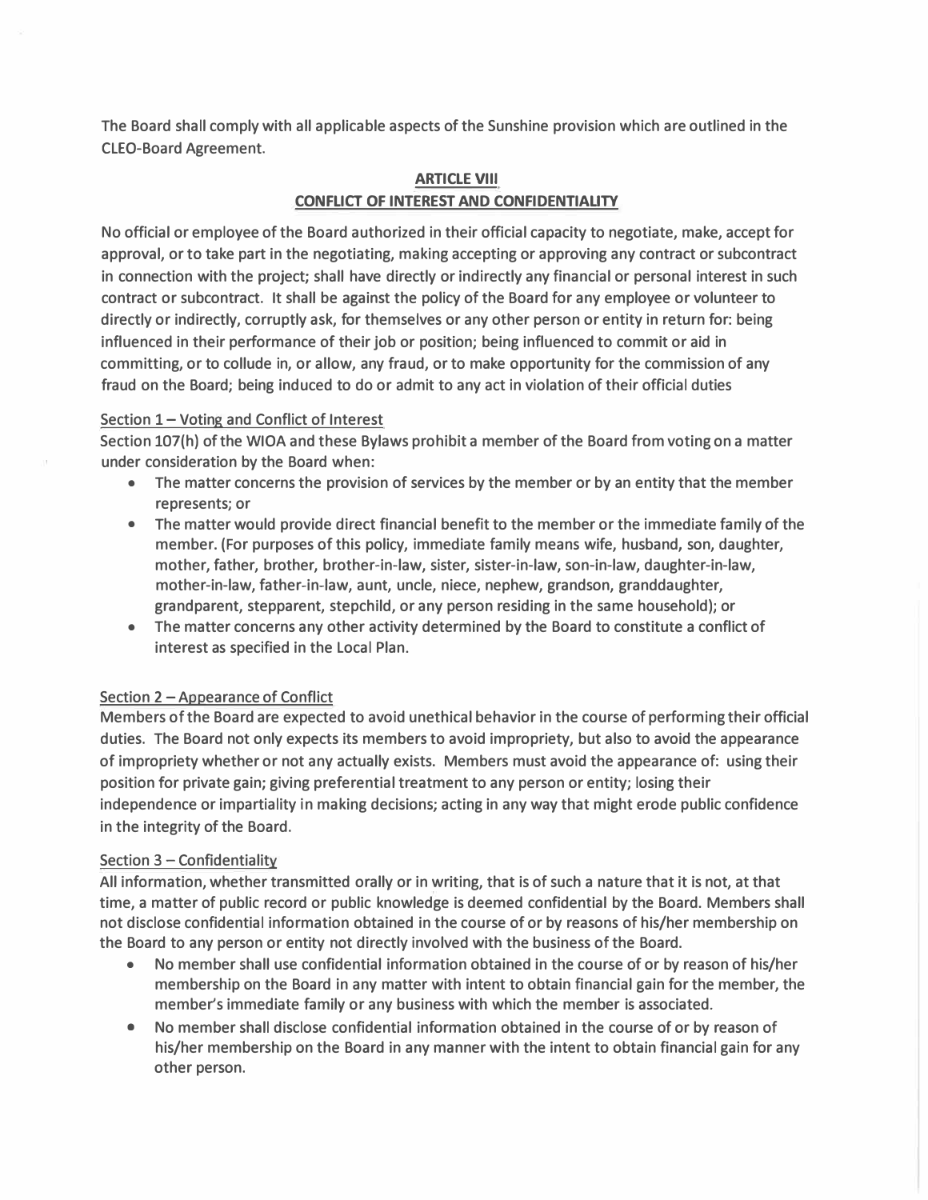The Board shall comply with all applicable aspects of the Sunshine provision which are outlined in the CLEO-Board Agreement.

## ARTICLE VIII
## CONFLICT OF INTEREST AND CONFIDENTIALITY

No official or employee of the Board authorized in their official capacity to negotiate, make, accept for approval, or to take part in the negotiating, making accepting or approving any contract or subcontract in connection with the project; shall have directly or indirectly any financial or personal interest in such contract or subcontract. It shall be against the policy of the Board for any employee or volunteer to directly or indirectly, corruptly ask, for themselves or any other person or entity in return for: being influenced in their performance of their job or position; being influenced to commit or aid in committing, or to collude in, or allow, any fraud, or to make opportunity for the commission of any fraud on the Board; being induced to do or admit to any act in violation of their official duties

### Section 1 – Voting and Conflict of Interest

Section 107(h) of the WIOA and these Bylaws prohibit a member of the Board from voting on a matter under consideration by the Board when:

- The matter concerns the provision of services by the member or by an entity that the member represents; or
- The matter would provide direct financial benefit to the member or the immediate family of the member. (For purposes of this policy, immediate family means wife, husband, son, daughter, mother, father, brother, brother-in-law, sister, sister-in-law, son-in-law, daughter-in-law, mother-in-law, father-in-law, aunt, uncle, niece, nephew, grandson, granddaughter, grandparent, stepparent, stepchild, or any person residing in the same household); or
- The matter concerns any other activity determined by the Board to constitute a conflict of interest as specified in the Local Plan.

### Section 2 – Appearance of Conflict

Members of the Board are expected to avoid unethical behavior in the course of performing their official duties. The Board not only expects its members to avoid impropriety, but also to avoid the appearance of impropriety whether or not any actually exists. Members must avoid the appearance of: using their position for private gain; giving preferential treatment to any person or entity; losing their independence or impartiality in making decisions; acting in any way that might erode public confidence in the integrity of the Board.

### Section 3 – Confidentiality

All information, whether transmitted orally or in writing, that is of such a nature that it is not, at that time, a matter of public record or public knowledge is deemed confidential by the Board. Members shall not disclose confidential information obtained in the course of or by reasons of his/her membership on the Board to any person or entity not directly involved with the business of the Board.

- No member shall use confidential information obtained in the course of or by reason of his/her membership on the Board in any matter with intent to obtain financial gain for the member, the member's immediate family or any business with which the member is associated.
- No member shall disclose confidential information obtained in the course of or by reason of his/her membership on the Board in any manner with the intent to obtain financial gain for any other person.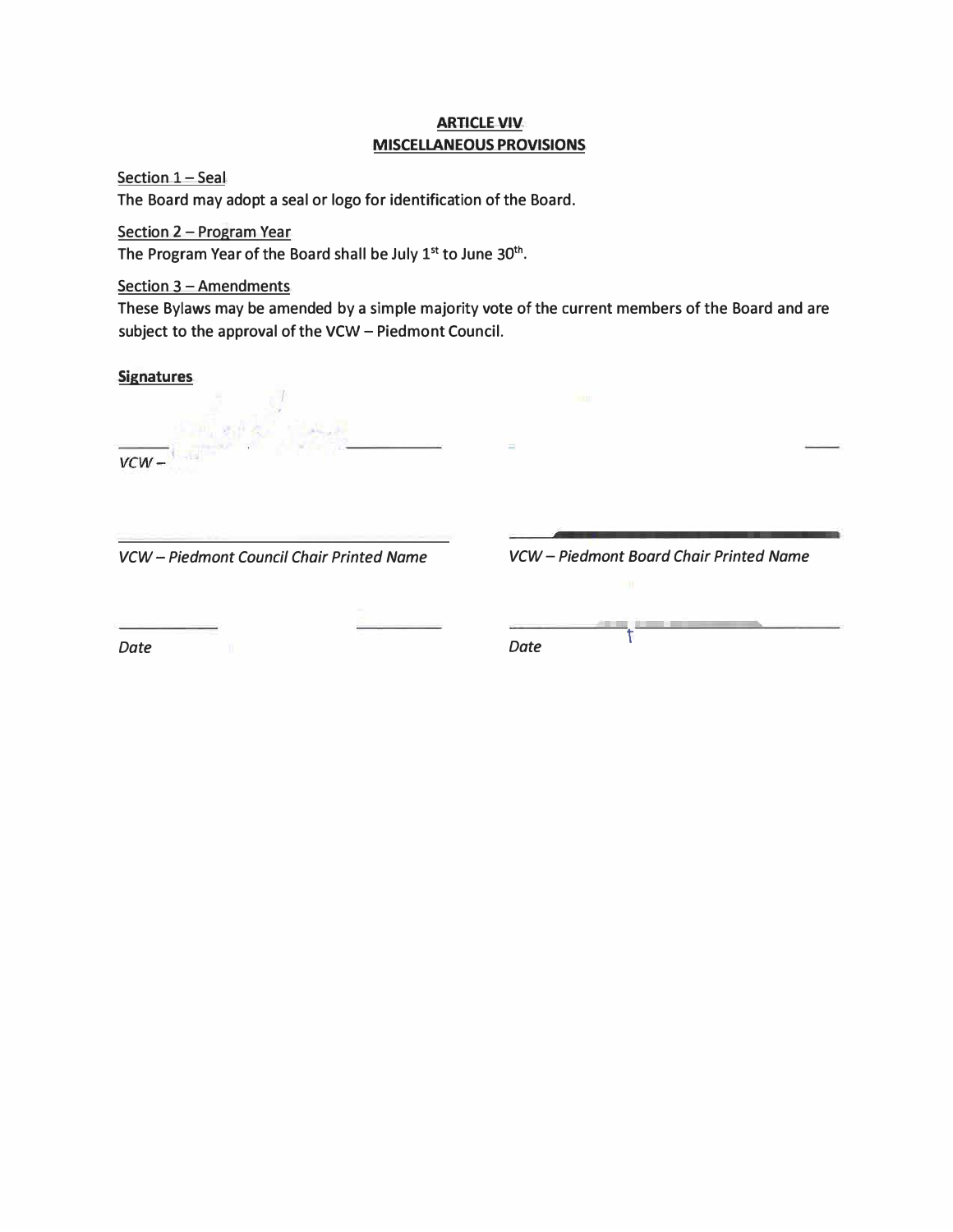**ARTICLE VIV**
**MISCELLANEOUS PROVISIONS**

Section 1 – Seal
The Board may adopt a seal or logo for identification of the Board.

Section 2 – Program Year
The Program Year of the Board shall be July 1st to June 30th.

Section 3 – Amendments
These Bylaws may be amended by a simple majority vote of the current members of the Board and are subject to the approval of the VCW – Piedmont Council.

**Signatures**

*VCW –*

*VCW – Piedmont Council Chair Printed Name*

*VCW – Piedmont Board Chair Printed Name*

*Date*

*Date*